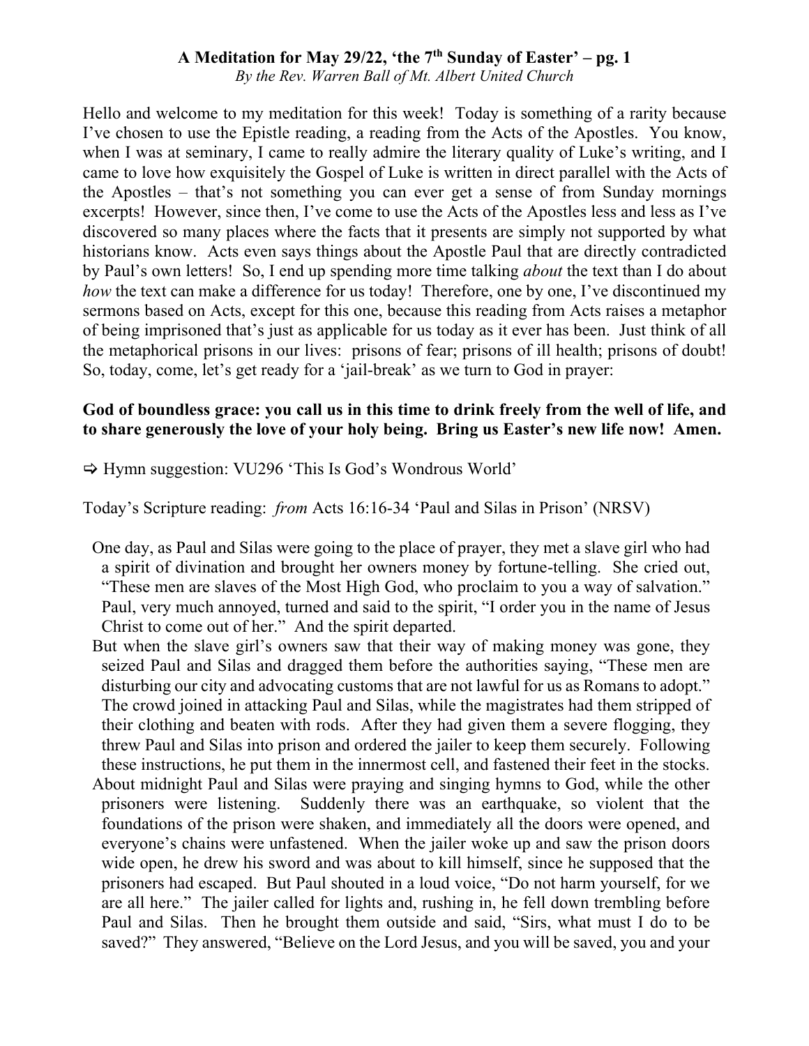# A Meditation for May 29/22, 'the 7th Sunday of Easter' – pg. 1

*By the Rev. Warren Ball of Mt. Albert United Church*

Hello and welcome to my meditation for this week! Today is something of a rarity because I've chosen to use the Epistle reading, a reading from the Acts of the Apostles. You know, when I was at seminary, I came to really admire the literary quality of Luke's writing, and I came to love how exquisitely the Gospel of Luke is written in direct parallel with the Acts of the Apostles – that's not something you can ever get a sense of from Sunday mornings excerpts! However, since then, I've come to use the Acts of the Apostles less and less as I've discovered so many places where the facts that it presents are simply not supported by what historians know. Acts even says things about the Apostle Paul that are directly contradicted by Paul's own letters! So, I end up spending more time talking *about* the text than I do about *how* the text can make a difference for us today! Therefore, one by one, I've discontinued my sermons based on Acts, except for this one, because this reading from Acts raises a metaphor of being imprisoned that's just as applicable for us today as it ever has been. Just think of all the metaphorical prisons in our lives: prisons of fear; prisons of ill health; prisons of doubt! So, today, come, let's get ready for a 'jail-break' as we turn to God in prayer:

**God of boundless grace: you call us in this time to drink freely from the well of life, and to share generously the love of your holy being. Bring us Easter's new life now! Amen.**

⇨ Hymn suggestion: VU296 'This Is God's Wondrous World'

Today's Scripture reading: *from* Acts 16:16-34 'Paul and Silas in Prison' (NRSV)

One day, as Paul and Silas were going to the place of prayer, they met a slave girl who had a spirit of divination and brought her owners money by fortune-telling. She cried out, "These men are slaves of the Most High God, who proclaim to you a way of salvation." Paul, very much annoyed, turned and said to the spirit, "I order you in the name of Jesus Christ to come out of her." And the spirit departed.

But when the slave girl's owners saw that their way of making money was gone, they seized Paul and Silas and dragged them before the authorities saying, "These men are disturbing our city and advocating customs that are not lawful for us as Romans to adopt." The crowd joined in attacking Paul and Silas, while the magistrates had them stripped of their clothing and beaten with rods. After they had given them a severe flogging, they threw Paul and Silas into prison and ordered the jailer to keep them securely. Following these instructions, he put them in the innermost cell, and fastened their feet in the stocks.

About midnight Paul and Silas were praying and singing hymns to God, while the other prisoners were listening. Suddenly there was an earthquake, so violent that the foundations of the prison were shaken, and immediately all the doors were opened, and everyone's chains were unfastened. When the jailer woke up and saw the prison doors wide open, he drew his sword and was about to kill himself, since he supposed that the prisoners had escaped. But Paul shouted in a loud voice, "Do not harm yourself, for we are all here." The jailer called for lights and, rushing in, he fell down trembling before Paul and Silas. Then he brought them outside and said, "Sirs, what must I do to be saved?" They answered, "Believe on the Lord Jesus, and you will be saved, you and your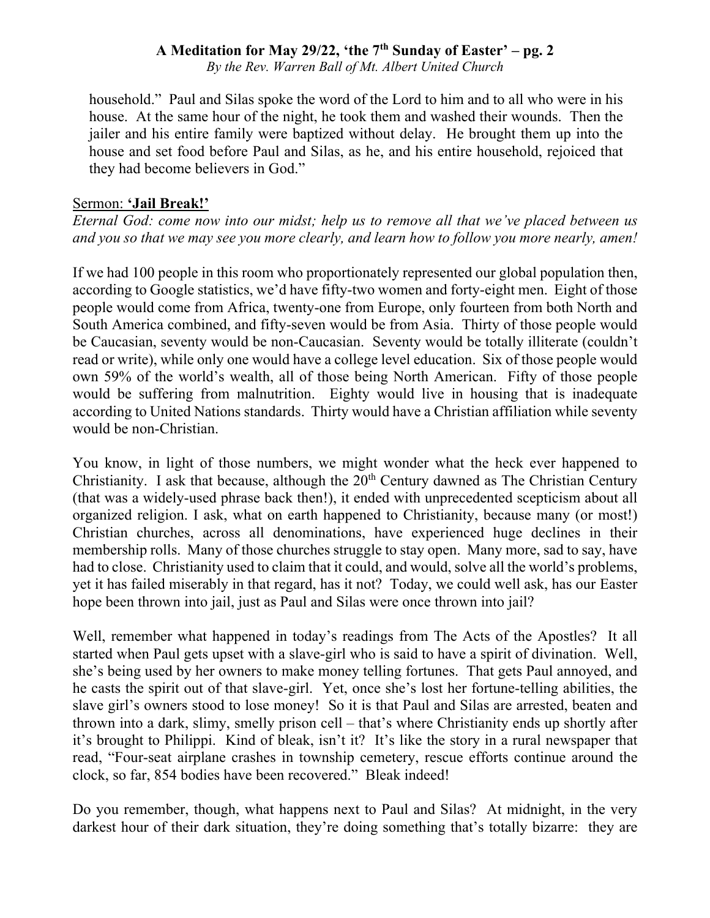household." Paul and Silas spoke the word of the Lord to him and to all who were in his house. At the same hour of the night, he took them and washed their wounds. Then the jailer and his entire family were baptized without delay. He brought them up into the house and set food before Paul and Silas, as he, and his entire household, rejoiced that they had become believers in God."

Sermon: **'Jail Break!'**

*Eternal God: come now into our midst; help us to remove all that we've placed between us and you so that we may see you more clearly, and learn how to follow you more nearly, amen!*

If we had 100 people in this room who proportionately represented our global population then, according to Google statistics, we'd have fifty-two women and forty-eight men. Eight of those people would come from Africa, twenty-one from Europe, only fourteen from both North and South America combined, and fifty-seven would be from Asia. Thirty of those people would be Caucasian, seventy would be non-Caucasian. Seventy would be totally illiterate (couldn't read or write), while only one would have a college level education. Six of those people would own 59% of the world's wealth, all of those being North American. Fifty of those people would be suffering from malnutrition. Eighty would live in housing that is inadequate according to United Nations standards. Thirty would have a Christian affiliation while seventy would be non-Christian.

You know, in light of those numbers, we might wonder what the heck ever happened to Christianity. I ask that because, although the 20th Century dawned as The Christian Century (that was a widely-used phrase back then!), it ended with unprecedented scepticism about all organized religion. I ask, what on earth happened to Christianity, because many (or most!) Christian churches, across all denominations, have experienced huge declines in their membership rolls. Many of those churches struggle to stay open. Many more, sad to say, have had to close. Christianity used to claim that it could, and would, solve all the world's problems, yet it has failed miserably in that regard, has it not? Today, we could well ask, has our Easter hope been thrown into jail, just as Paul and Silas were once thrown into jail?

Well, remember what happened in today's readings from The Acts of the Apostles? It all started when Paul gets upset with a slave-girl who is said to have a spirit of divination. Well, she's being used by her owners to make money telling fortunes. That gets Paul annoyed, and he casts the spirit out of that slave-girl. Yet, once she's lost her fortune-telling abilities, the slave girl's owners stood to lose money! So it is that Paul and Silas are arrested, beaten and thrown into a dark, slimy, smelly prison cell – that's where Christianity ends up shortly after it's brought to Philippi. Kind of bleak, isn't it? It's like the story in a rural newspaper that read, "Four-seat airplane crashes in township cemetery, rescue efforts continue around the clock, so far, 854 bodies have been recovered." Bleak indeed!

Do you remember, though, what happens next to Paul and Silas? At midnight, in the very darkest hour of their dark situation, they're doing something that's totally bizarre: they are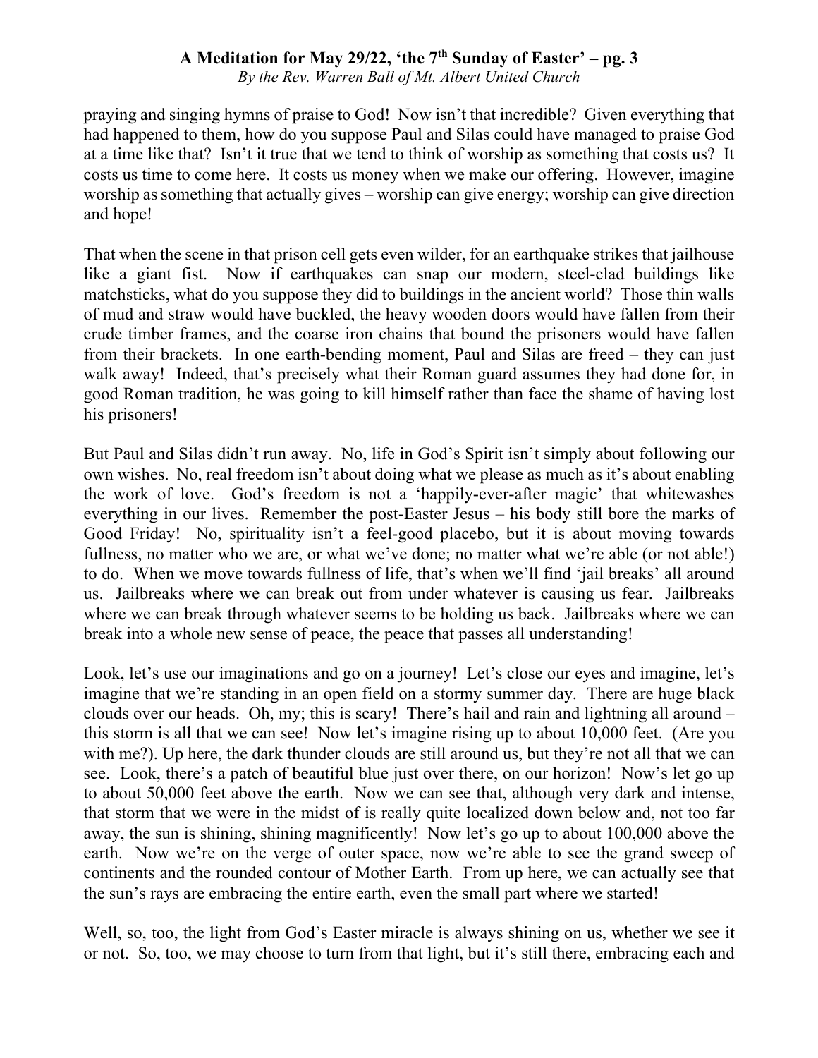praying and singing hymns of praise to God! Now isn't that incredible? Given everything that had happened to them, how do you suppose Paul and Silas could have managed to praise God at a time like that? Isn't it true that we tend to think of worship as something that costs us? It costs us time to come here. It costs us money when we make our offering. However, imagine worship as something that actually gives – worship can give energy; worship can give direction and hope!

That when the scene in that prison cell gets even wilder, for an earthquake strikes that jailhouse like a giant fist. Now if earthquakes can snap our modern, steel-clad buildings like matchsticks, what do you suppose they did to buildings in the ancient world? Those thin walls of mud and straw would have buckled, the heavy wooden doors would have fallen from their crude timber frames, and the coarse iron chains that bound the prisoners would have fallen from their brackets. In one earth-bending moment, Paul and Silas are freed – they can just walk away! Indeed, that's precisely what their Roman guard assumes they had done for, in good Roman tradition, he was going to kill himself rather than face the shame of having lost his prisoners!

But Paul and Silas didn't run away. No, life in God's Spirit isn't simply about following our own wishes. No, real freedom isn't about doing what we please as much as it's about enabling the work of love. God's freedom is not a 'happily-ever-after magic' that whitewashes everything in our lives. Remember the post-Easter Jesus – his body still bore the marks of Good Friday! No, spirituality isn't a feel-good placebo, but it is about moving towards fullness, no matter who we are, or what we've done; no matter what we're able (or not able!) to do. When we move towards fullness of life, that's when we'll find 'jail breaks' all around us. Jailbreaks where we can break out from under whatever is causing us fear. Jailbreaks where we can break through whatever seems to be holding us back. Jailbreaks where we can break into a whole new sense of peace, the peace that passes all understanding!

Look, let's use our imaginations and go on a journey! Let's close our eyes and imagine, let's imagine that we're standing in an open field on a stormy summer day. There are huge black clouds over our heads. Oh, my; this is scary! There's hail and rain and lightning all around – this storm is all that we can see! Now let's imagine rising up to about 10,000 feet. (Are you with me?). Up here, the dark thunder clouds are still around us, but they're not all that we can see. Look, there's a patch of beautiful blue just over there, on our horizon! Now's let go up to about 50,000 feet above the earth. Now we can see that, although very dark and intense, that storm that we were in the midst of is really quite localized down below and, not too far away, the sun is shining, shining magnificently! Now let's go up to about 100,000 above the earth. Now we're on the verge of outer space, now we're able to see the grand sweep of continents and the rounded contour of Mother Earth. From up here, we can actually see that the sun's rays are embracing the entire earth, even the small part where we started!

Well, so, too, the light from God's Easter miracle is always shining on us, whether we see it or not. So, too, we may choose to turn from that light, but it's still there, embracing each and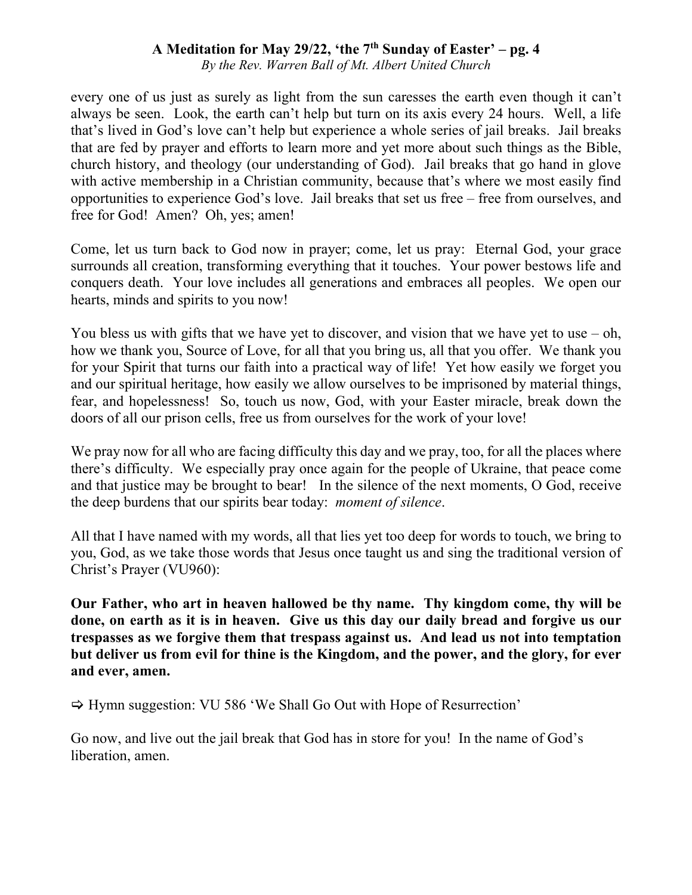every one of us just as surely as light from the sun caresses the earth even though it can't always be seen. Look, the earth can't help but turn on its axis every 24 hours. Well, a life that's lived in God's love can't help but experience a whole series of jail breaks. Jail breaks that are fed by prayer and efforts to learn more and yet more about such things as the Bible, church history, and theology (our understanding of God). Jail breaks that go hand in glove with active membership in a Christian community, because that's where we most easily find opportunities to experience God's love. Jail breaks that set us free – free from ourselves, and free for God! Amen? Oh, yes; amen!

Come, let us turn back to God now in prayer; come, let us pray: Eternal God, your grace surrounds all creation, transforming everything that it touches. Your power bestows life and conquers death. Your love includes all generations and embraces all peoples. We open our hearts, minds and spirits to you now!

You bless us with gifts that we have yet to discover, and vision that we have yet to use – oh, how we thank you, Source of Love, for all that you bring us, all that you offer. We thank you for your Spirit that turns our faith into a practical way of life! Yet how easily we forget you and our spiritual heritage, how easily we allow ourselves to be imprisoned by material things, fear, and hopelessness! So, touch us now, God, with your Easter miracle, break down the doors of all our prison cells, free us from ourselves for the work of your love!

We pray now for all who are facing difficulty this day and we pray, too, for all the places where there's difficulty. We especially pray once again for the people of Ukraine, that peace come and that justice may be brought to bear! In the silence of the next moments, O God, receive the deep burdens that our spirits bear today: *moment of silence*.

All that I have named with my words, all that lies yet too deep for words to touch, we bring to you, God, as we take those words that Jesus once taught us and sing the traditional version of Christ's Prayer (VU960):

**Our Father, who art in heaven hallowed be thy name. Thy kingdom come, thy will be done, on earth as it is in heaven. Give us this day our daily bread and forgive us our trespasses as we forgive them that trespass against us. And lead us not into temptation but deliver us from evil for thine is the Kingdom, and the power, and the glory, for ever and ever, amen.**

⇨ Hymn suggestion: VU 586 'We Shall Go Out with Hope of Resurrection'

Go now, and live out the jail break that God has in store for you! In the name of God's liberation, amen.